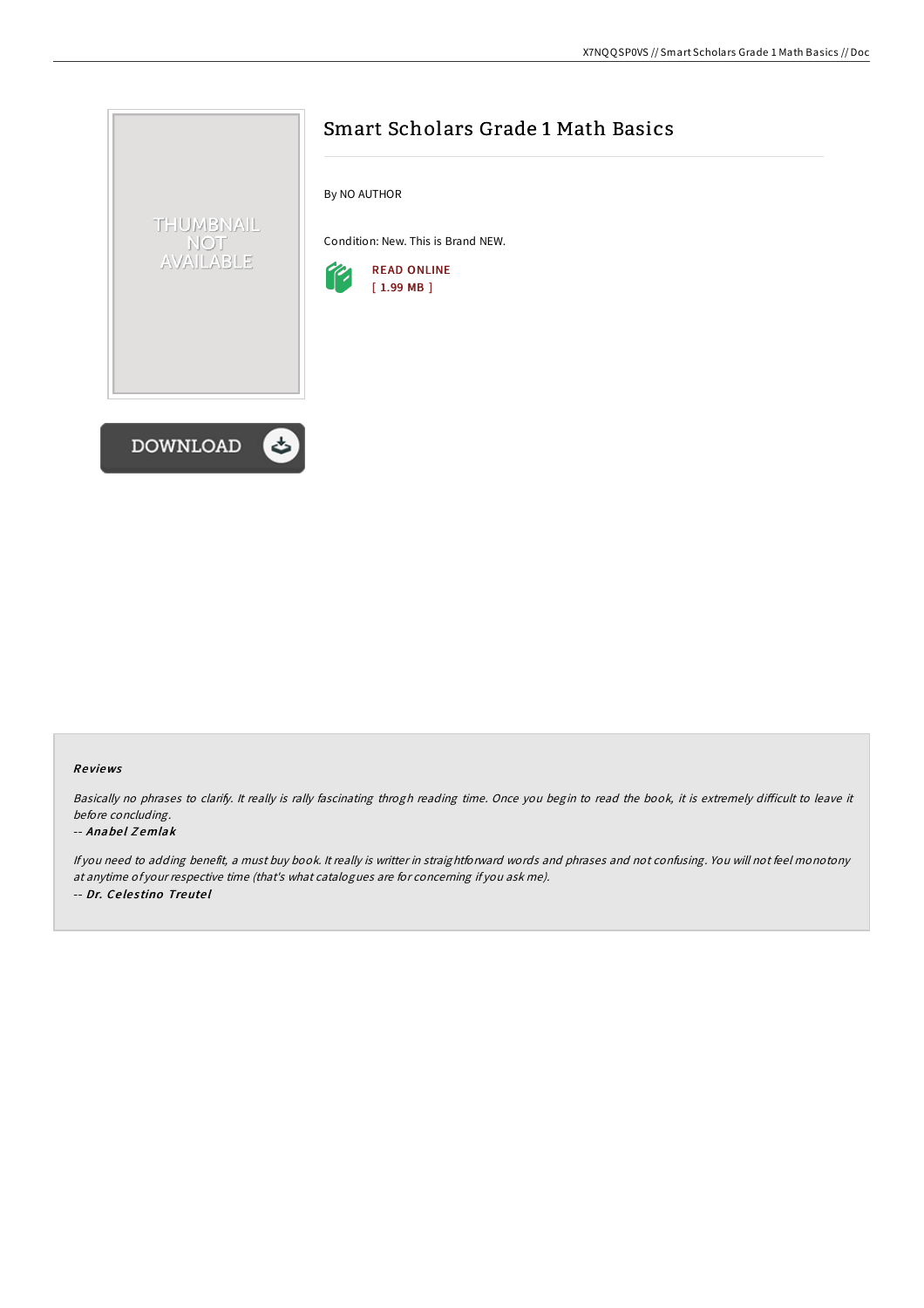# Smart Scholars Grade 1 Math Basics

By NO AUTHOR

Condition: New. This is Brand NEW.

READ ONLINE
[ 1.99 MB ]

DOWNLOAD

### Reviews

*Basically no phrases to clarify. It really is rally fascinating throgh reading time. Once you begin to read the book, it is extremely difficult to leave it before concluding.*

-- ***Anabel Zemlak***

*If you need to adding benefit, a must buy book. It really is writter in straightforward words and phrases and not confusing. You will not feel monotony at anytime of your respective time (that's what catalogues are for concerning if you ask me).*

-- ***Dr. Celestino Treutel***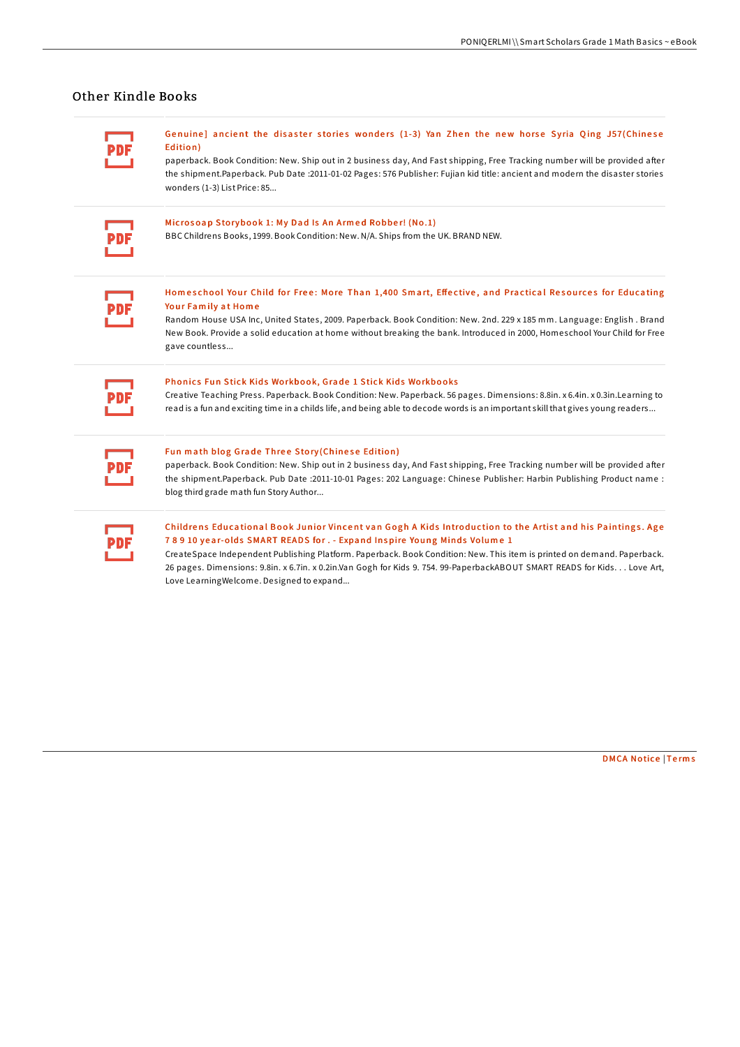## Other Kindle Books

**Genuine] ancient the disaster stories wonders (1-3) Yan Zhen the new horse Syria Qing J57(Chinese Edition)**

paperback. Book Condition: New. Ship out in 2 business day, And Fast shipping, Free Tracking number will be provided after the shipment.Paperback. Pub Date :2011-01-02 Pages: 576 Publisher: Fujian kid title: ancient and modern the disaster stories wonders (1-3) List Price: 85...

**Microsoap Storybook 1: My Dad Is An Armed Robber! (No.1)**

BBC Childrens Books, 1999. Book Condition: New. N/A. Ships from the UK. BRAND NEW.

**Homeschool Your Child for Free: More Than 1,400 Smart, Effective, and Practical Resources for Educating Your Family at Home**

Random House USA Inc, United States, 2009. Paperback. Book Condition: New. 2nd. 229 x 185 mm. Language: English . Brand New Book. Provide a solid education at home without breaking the bank. Introduced in 2000, Homeschool Your Child for Free gave countless...

**Phonics Fun Stick Kids Workbook, Grade 1 Stick Kids Workbooks**

Creative Teaching Press. Paperback. Book Condition: New. Paperback. 56 pages. Dimensions: 8.8in. x 6.4in. x 0.3in.Learning to read is a fun and exciting time in a childs life, and being able to decode words is an important skill that gives young readers...

**Fun math blog Grade Three Story(Chinese Edition)**

paperback. Book Condition: New. Ship out in 2 business day, And Fast shipping, Free Tracking number will be provided after the shipment.Paperback. Pub Date :2011-10-01 Pages: 202 Language: Chinese Publisher: Harbin Publishing Product name : blog third grade math fun Story Author...

**Childrens Educational Book Junior Vincent van Gogh A Kids Introduction to the Artist and his Paintings. Age 7 8 9 10 year-olds SMART READS for . - Expand Inspire Young Minds Volume 1**

CreateSpace Independent Publishing Platform. Paperback. Book Condition: New. This item is printed on demand. Paperback. 26 pages. Dimensions: 9.8in. x 6.7in. x 0.2in.Van Gogh for Kids 9. 754. 99-PaperbackABOUT SMART READS for Kids. . . Love Art, Love LearningWelcome. Designed to expand...